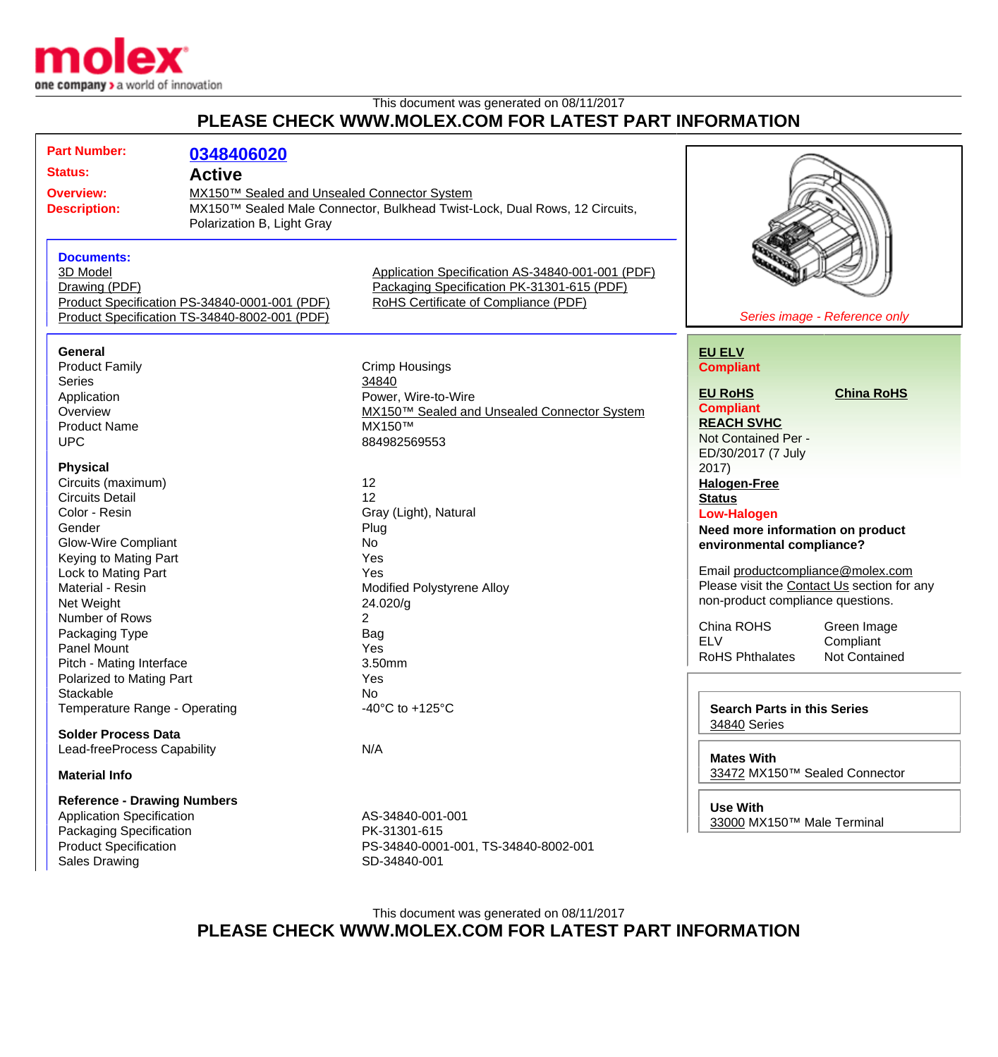This document was generated on 08/11/2017

## PLEASE CHECK WWW.MOLEX.COM FOR LATEST PART INFORMATION

| | |
|---|---|
| **Part Number:** | **0348406020** |
| **Status:** | **Active** |
| **Overview:** | MX150™ Sealed and Unsealed Connector System |
| **Description:** | MX150™ Sealed Male Connector, Bulkhead Twist-Lock, Dual Rows, 12 Circuits, Polarization B, Light Gray |

*Series image - Reference only*

**Documents:**

- 3D Model
- Drawing (PDF)
- Product Specification PS-34840-0001-001 (PDF)
- Product Specification TS-34840-8002-001 (PDF)
- Application Specification AS-34840-001-001 (PDF)
- Packaging Specification PK-31301-615 (PDF)
- RoHS Certificate of Compliance (PDF)

### General

| | |
|---|---|
| Product Family | Crimp Housings |
| Series | 34840 |
| Application | Power, Wire-to-Wire |
| Overview | MX150™ Sealed and Unsealed Connector System |
| Product Name | MX150™ |
| UPC | 884982569553 |

### Physical

| | |
|---|---|
| Circuits (maximum) | 12 |
| Circuits Detail | 12 |
| Color - Resin | Gray (Light), Natural |
| Gender | Plug |
| Glow-Wire Compliant | No |
| Keying to Mating Part | Yes |
| Lock to Mating Part | Yes |
| Material - Resin | Modified Polystyrene Alloy |
| Net Weight | 24.020/g |
| Number of Rows | 2 |
| Packaging Type | Bag |
| Panel Mount | Yes |
| Pitch - Mating Interface | 3.50mm |
| Polarized to Mating Part | Yes |
| Stackable | No |
| Temperature Range - Operating | -40°C to +125°C |

### Solder Process Data

| | |
|---|---|
| Lead-freeProcess Capability | N/A |

### Material Info

### Reference - Drawing Numbers

| | |
|---|---|
| Application Specification | AS-34840-001-001 |
| Packaging Specification | PK-31301-615 |
| Product Specification | PS-34840-0001-001, TS-34840-8002-001 |
| Sales Drawing | SD-34840-001 |

**EU ELV**
**Compliant**

**EU RoHS** **China RoHS**
**Compliant**

**REACH SVHC**
Not Contained Per - ED/30/2017 (7 July 2017)

**Halogen-Free Status**
**Low-Halogen**

**Need more information on product environmental compliance?**

Email productcompliance@molex.com
Please visit the Contact Us section for any non-product compliance questions.

| | |
|---|---|
| China ROHS | Green Image |
| ELV | Compliant |
| RoHS Phthalates | Not Contained |

**Search Parts in this Series**
34840 Series

**Mates With**
33472 MX150™ Sealed Connector

**Use With**
33000 MX150™ Male Terminal

This document was generated on 08/11/2017

## PLEASE CHECK WWW.MOLEX.COM FOR LATEST PART INFORMATION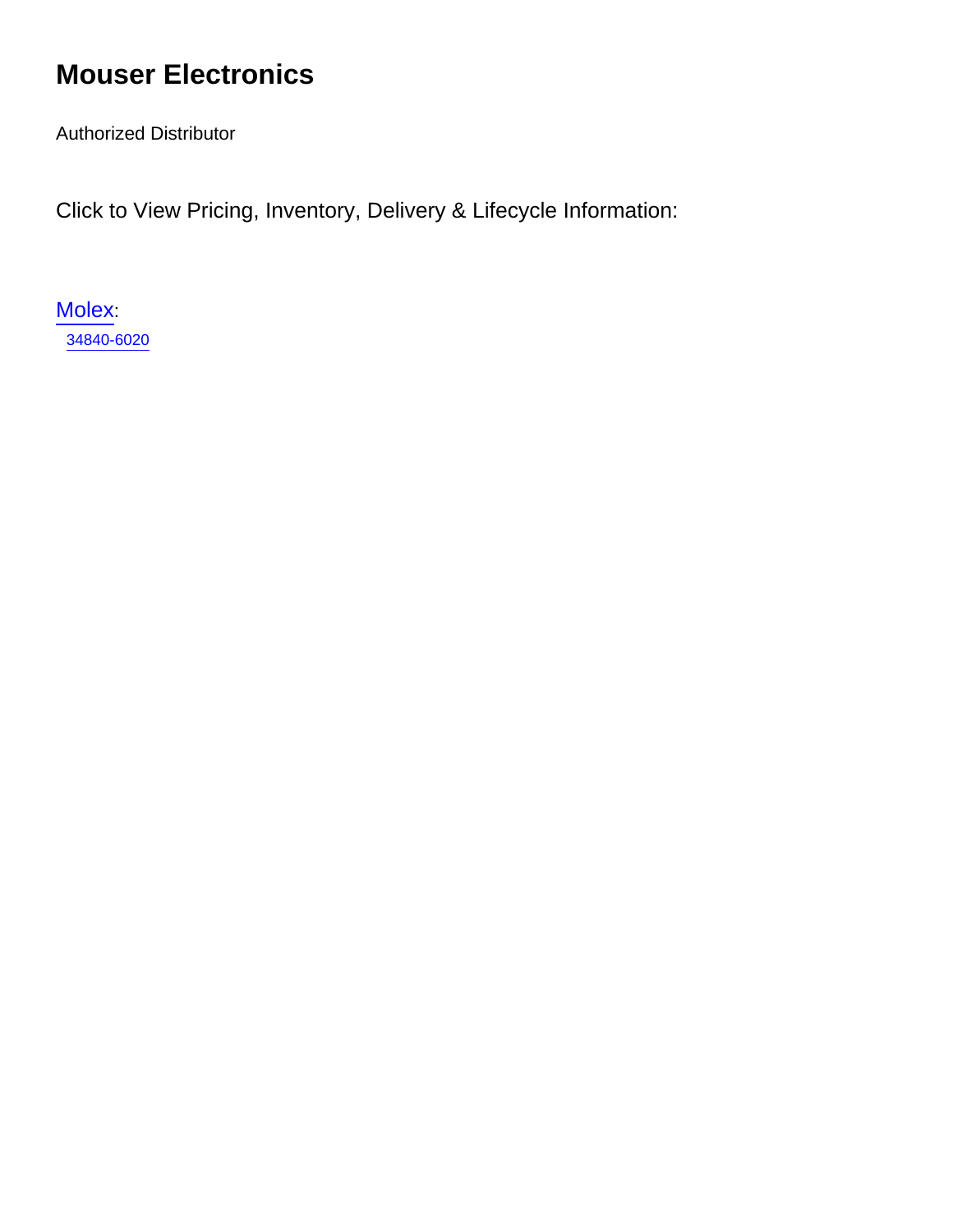# Mouser Electronics

Authorized Distributor

Click to View Pricing, Inventory, Delivery & Lifecycle Information:

Molex:

34840-6020